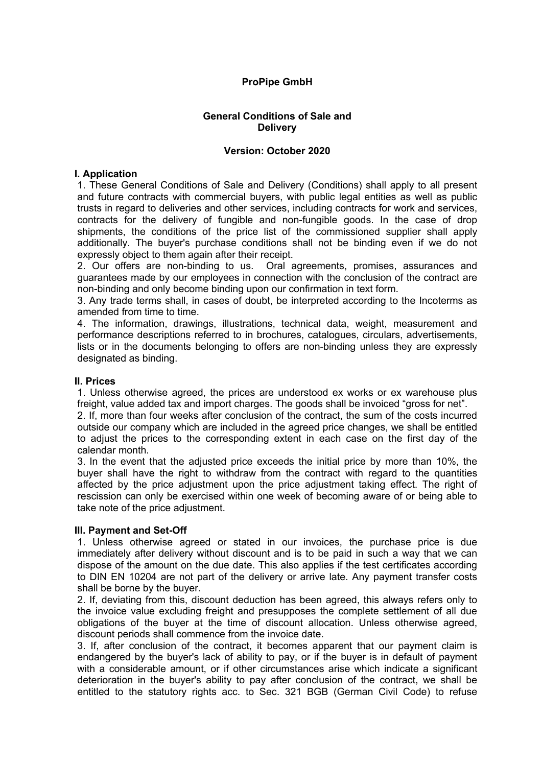# ProPipe GmbH

## General Conditions of Sale and Delivery

**Version: October 2020**

### I. Application

1. These General Conditions of Sale and Delivery (Conditions) shall apply to all present and future contracts with commercial buyers, with public legal entities as well as public trusts in regard to deliveries and other services, including contracts for work and services, contracts for the delivery of fungible and non-fungible goods. In the case of drop shipments, the conditions of the price list of the commissioned supplier shall apply additionally. The buyer's purchase conditions shall not be binding even if we do not expressly object to them again after their receipt.
2. Our offers are non-binding to us. Oral agreements, promises, assurances and guarantees made by our employees in connection with the conclusion of the contract are non-binding and only become binding upon our confirmation in text form.
3. Any trade terms shall, in cases of doubt, be interpreted according to the Incoterms as amended from time to time.
4. The information, drawings, illustrations, technical data, weight, measurement and performance descriptions referred to in brochures, catalogues, circulars, advertisements, lists or in the documents belonging to offers are non-binding unless they are expressly designated as binding.

### II. Prices

1. Unless otherwise agreed, the prices are understood ex works or ex warehouse plus freight, value added tax and import charges. The goods shall be invoiced "gross for net".
2. If, more than four weeks after conclusion of the contract, the sum of the costs incurred outside our company which are included in the agreed price changes, we shall be entitled to adjust the prices to the corresponding extent in each case on the first day of the calendar month.
3. In the event that the adjusted price exceeds the initial price by more than 10%, the buyer shall have the right to withdraw from the contract with regard to the quantities affected by the price adjustment upon the price adjustment taking effect. The right of rescission can only be exercised within one week of becoming aware of or being able to take note of the price adjustment.

### III. Payment and Set-Off

1. Unless otherwise agreed or stated in our invoices, the purchase price is due immediately after delivery without discount and is to be paid in such a way that we can dispose of the amount on the due date. This also applies if the test certificates according to DIN EN 10204 are not part of the delivery or arrive late. Any payment transfer costs shall be borne by the buyer.
2. If, deviating from this, discount deduction has been agreed, this always refers only to the invoice value excluding freight and presupposes the complete settlement of all due obligations of the buyer at the time of discount allocation. Unless otherwise agreed, discount periods shall commence from the invoice date.
3. If, after conclusion of the contract, it becomes apparent that our payment claim is endangered by the buyer's lack of ability to pay, or if the buyer is in default of payment with a considerable amount, or if other circumstances arise which indicate a significant deterioration in the buyer's ability to pay after conclusion of the contract, we shall be entitled to the statutory rights acc. to Sec. 321 BGB (German Civil Code) to refuse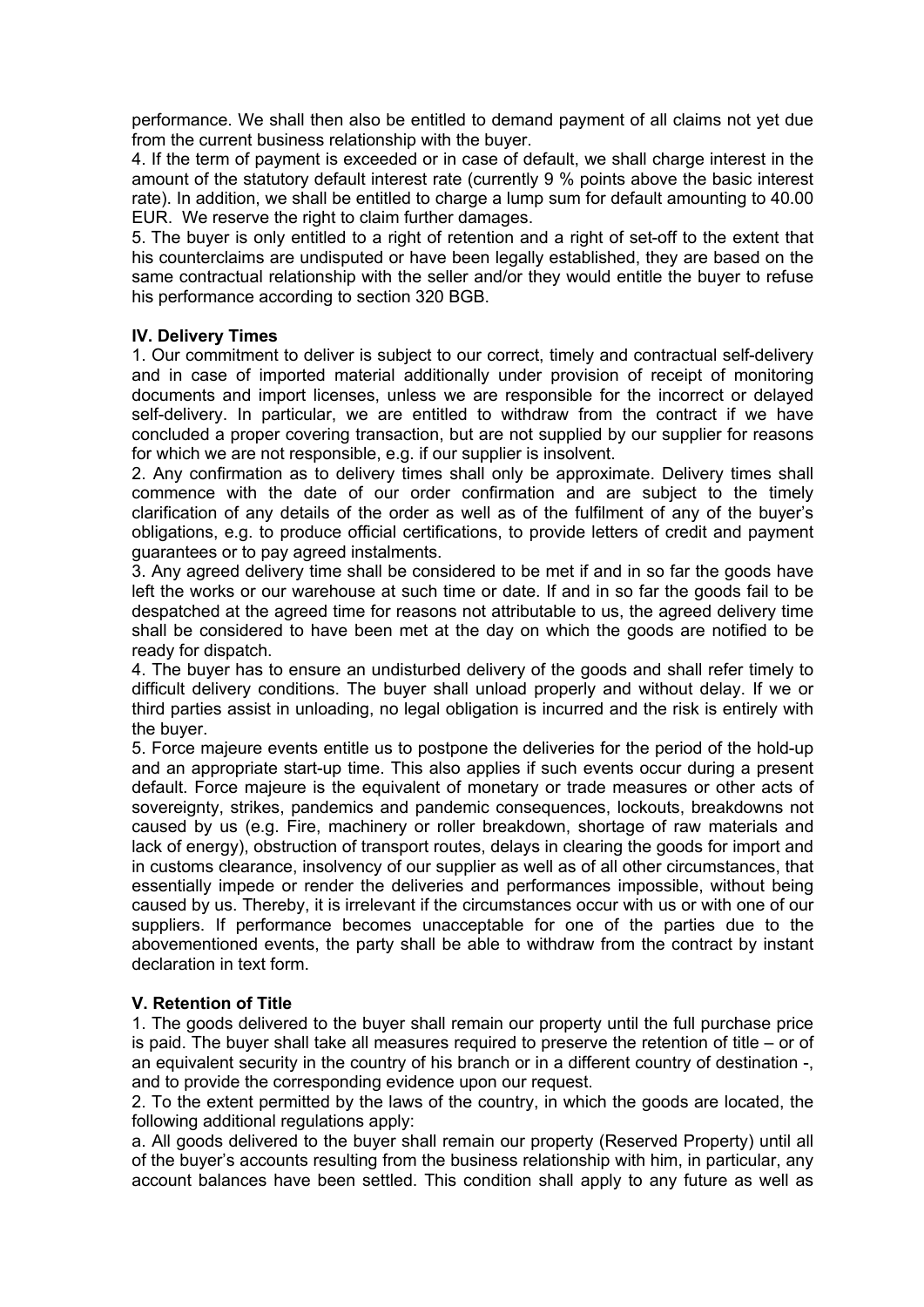performance. We shall then also be entitled to demand payment of all claims not yet due from the current business relationship with the buyer.

4. If the term of payment is exceeded or in case of default, we shall charge interest in the amount of the statutory default interest rate (currently 9 % points above the basic interest rate). In addition, we shall be entitled to charge a lump sum for default amounting to 40.00 EUR. We reserve the right to claim further damages.

5. The buyer is only entitled to a right of retention and a right of set-off to the extent that his counterclaims are undisputed or have been legally established, they are based on the same contractual relationship with the seller and/or they would entitle the buyer to refuse his performance according to section 320 BGB.

**IV. Delivery Times**

1. Our commitment to deliver is subject to our correct, timely and contractual self-delivery and in case of imported material additionally under provision of receipt of monitoring documents and import licenses, unless we are responsible for the incorrect or delayed self-delivery. In particular, we are entitled to withdraw from the contract if we have concluded a proper covering transaction, but are not supplied by our supplier for reasons for which we are not responsible, e.g. if our supplier is insolvent.

2. Any confirmation as to delivery times shall only be approximate. Delivery times shall commence with the date of our order confirmation and are subject to the timely clarification of any details of the order as well as of the fulfilment of any of the buyer's obligations, e.g. to produce official certifications, to provide letters of credit and payment guarantees or to pay agreed instalments.

3. Any agreed delivery time shall be considered to be met if and in so far the goods have left the works or our warehouse at such time or date. If and in so far the goods fail to be despatched at the agreed time for reasons not attributable to us, the agreed delivery time shall be considered to have been met at the day on which the goods are notified to be ready for dispatch.

4. The buyer has to ensure an undisturbed delivery of the goods and shall refer timely to difficult delivery conditions. The buyer shall unload properly and without delay. If we or third parties assist in unloading, no legal obligation is incurred and the risk is entirely with the buyer.

5. Force majeure events entitle us to postpone the deliveries for the period of the hold-up and an appropriate start-up time. This also applies if such events occur during a present default. Force majeure is the equivalent of monetary or trade measures or other acts of sovereignty, strikes, pandemics and pandemic consequences, lockouts, breakdowns not caused by us (e.g. Fire, machinery or roller breakdown, shortage of raw materials and lack of energy), obstruction of transport routes, delays in clearing the goods for import and in customs clearance, insolvency of our supplier as well as of all other circumstances, that essentially impede or render the deliveries and performances impossible, without being caused by us. Thereby, it is irrelevant if the circumstances occur with us or with one of our suppliers. If performance becomes unacceptable for one of the parties due to the abovementioned events, the party shall be able to withdraw from the contract by instant declaration in text form.

**V. Retention of Title**

1. The goods delivered to the buyer shall remain our property until the full purchase price is paid. The buyer shall take all measures required to preserve the retention of title – or of an equivalent security in the country of his branch or in a different country of destination -, and to provide the corresponding evidence upon our request.

2. To the extent permitted by the laws of the country, in which the goods are located, the following additional regulations apply:

a. All goods delivered to the buyer shall remain our property (Reserved Property) until all of the buyer's accounts resulting from the business relationship with him, in particular, any account balances have been settled. This condition shall apply to any future as well as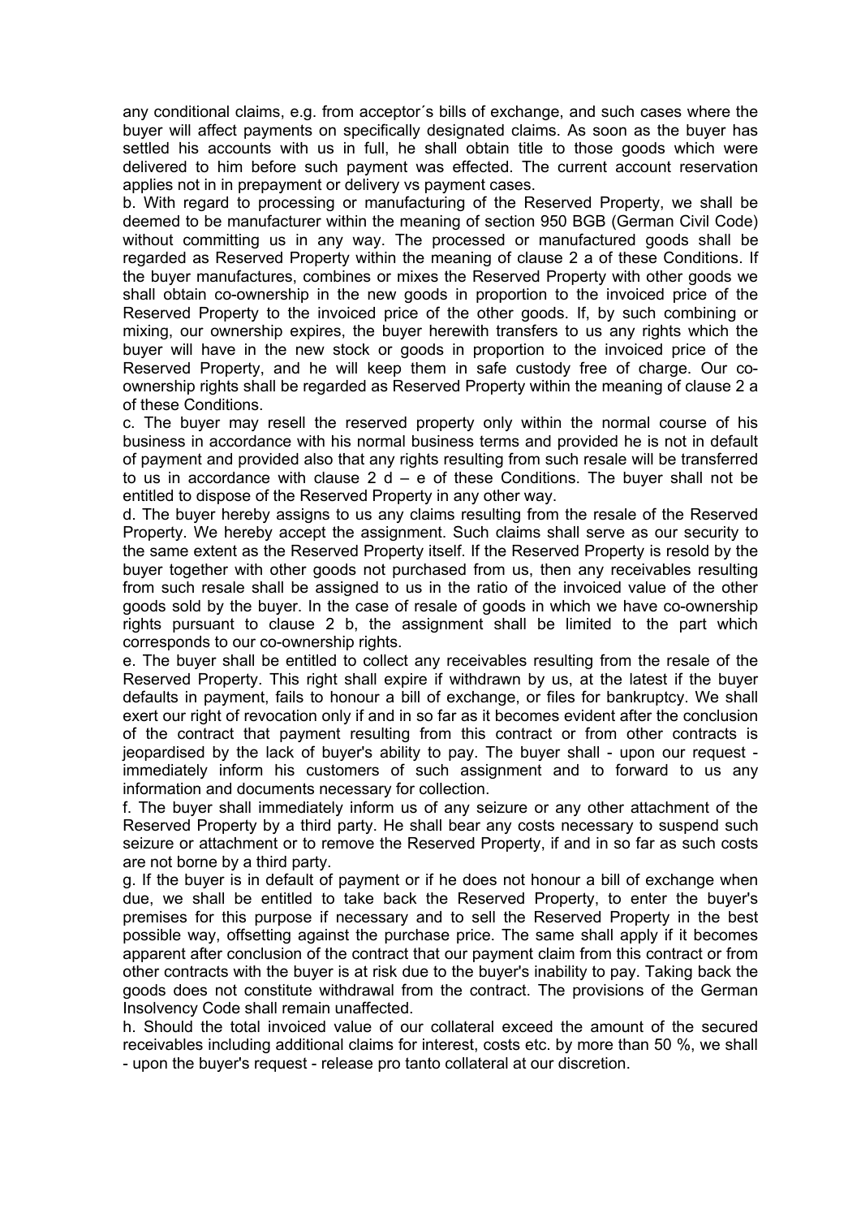any conditional claims, e.g. from acceptor´s bills of exchange, and such cases where the buyer will affect payments on specifically designated claims. As soon as the buyer has settled his accounts with us in full, he shall obtain title to those goods which were delivered to him before such payment was effected. The current account reservation applies not in in prepayment or delivery vs payment cases.

b. With regard to processing or manufacturing of the Reserved Property, we shall be deemed to be manufacturer within the meaning of section 950 BGB (German Civil Code) without committing us in any way. The processed or manufactured goods shall be regarded as Reserved Property within the meaning of clause 2 a of these Conditions. If the buyer manufactures, combines or mixes the Reserved Property with other goods we shall obtain co-ownership in the new goods in proportion to the invoiced price of the Reserved Property to the invoiced price of the other goods. If, by such combining or mixing, our ownership expires, the buyer herewith transfers to us any rights which the buyer will have in the new stock or goods in proportion to the invoiced price of the Reserved Property, and he will keep them in safe custody free of charge. Our co-ownership rights shall be regarded as Reserved Property within the meaning of clause 2 a of these Conditions.

c. The buyer may resell the reserved property only within the normal course of his business in accordance with his normal business terms and provided he is not in default of payment and provided also that any rights resulting from such resale will be transferred to us in accordance with clause 2 d – e of these Conditions. The buyer shall not be entitled to dispose of the Reserved Property in any other way.

d. The buyer hereby assigns to us any claims resulting from the resale of the Reserved Property. We hereby accept the assignment. Such claims shall serve as our security to the same extent as the Reserved Property itself. If the Reserved Property is resold by the buyer together with other goods not purchased from us, then any receivables resulting from such resale shall be assigned to us in the ratio of the invoiced value of the other goods sold by the buyer. In the case of resale of goods in which we have co-ownership rights pursuant to clause 2 b, the assignment shall be limited to the part which corresponds to our co-ownership rights.

e. The buyer shall be entitled to collect any receivables resulting from the resale of the Reserved Property. This right shall expire if withdrawn by us, at the latest if the buyer defaults in payment, fails to honour a bill of exchange, or files for bankruptcy. We shall exert our right of revocation only if and in so far as it becomes evident after the conclusion of the contract that payment resulting from this contract or from other contracts is jeopardised by the lack of buyer's ability to pay. The buyer shall - upon our request - immediately inform his customers of such assignment and to forward to us any information and documents necessary for collection.

f. The buyer shall immediately inform us of any seizure or any other attachment of the Reserved Property by a third party. He shall bear any costs necessary to suspend such seizure or attachment or to remove the Reserved Property, if and in so far as such costs are not borne by a third party.

g. If the buyer is in default of payment or if he does not honour a bill of exchange when due, we shall be entitled to take back the Reserved Property, to enter the buyer's premises for this purpose if necessary and to sell the Reserved Property in the best possible way, offsetting against the purchase price. The same shall apply if it becomes apparent after conclusion of the contract that our payment claim from this contract or from other contracts with the buyer is at risk due to the buyer's inability to pay. Taking back the goods does not constitute withdrawal from the contract. The provisions of the German Insolvency Code shall remain unaffected.

h. Should the total invoiced value of our collateral exceed the amount of the secured receivables including additional claims for interest, costs etc. by more than 50 %, we shall - upon the buyer's request - release pro tanto collateral at our discretion.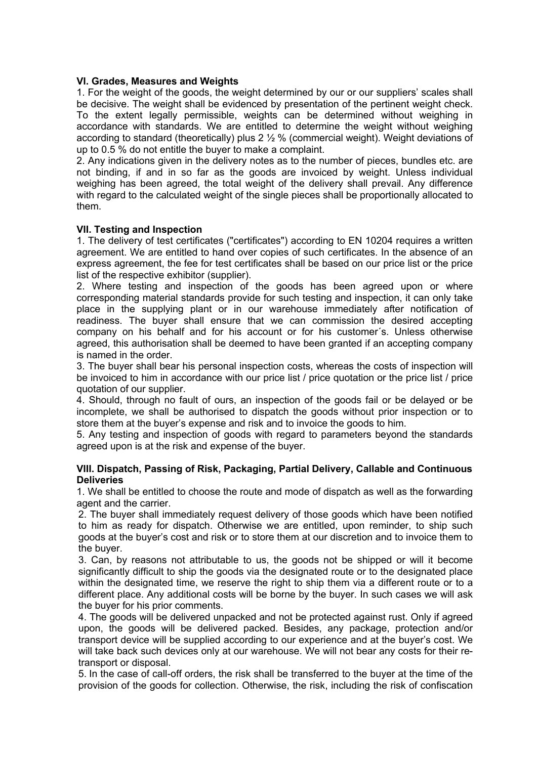### VI. Grades, Measures and Weights

1. For the weight of the goods, the weight determined by our or our suppliers' scales shall be decisive. The weight shall be evidenced by presentation of the pertinent weight check. To the extent legally permissible, weights can be determined without weighing in accordance with standards. We are entitled to determine the weight without weighing according to standard (theoretically) plus 2 ½ % (commercial weight). Weight deviations of up to 0.5 % do not entitle the buyer to make a complaint.
2. Any indications given in the delivery notes as to the number of pieces, bundles etc. are not binding, if and in so far as the goods are invoiced by weight. Unless individual weighing has been agreed, the total weight of the delivery shall prevail. Any difference with regard to the calculated weight of the single pieces shall be proportionally allocated to them.

### VII. Testing and Inspection

1. The delivery of test certificates ("certificates") according to EN 10204 requires a written agreement. We are entitled to hand over copies of such certificates. In the absence of an express agreement, the fee for test certificates shall be based on our price list or the price list of the respective exhibitor (supplier).
2. Where testing and inspection of the goods has been agreed upon or where corresponding material standards provide for such testing and inspection, it can only take place in the supplying plant or in our warehouse immediately after notification of readiness. The buyer shall ensure that we can commission the desired accepting company on his behalf and for his account or for his customer´s. Unless otherwise agreed, this authorisation shall be deemed to have been granted if an accepting company is named in the order.
3. The buyer shall bear his personal inspection costs, whereas the costs of inspection will be invoiced to him in accordance with our price list / price quotation or the price list / price quotation of our supplier.
4. Should, through no fault of ours, an inspection of the goods fail or be delayed or be incomplete, we shall be authorised to dispatch the goods without prior inspection or to store them at the buyer's expense and risk and to invoice the goods to him.
5. Any testing and inspection of goods with regard to parameters beyond the standards agreed upon is at the risk and expense of the buyer.

### VIII. Dispatch, Passing of Risk, Packaging, Partial Delivery, Callable and Continuous Deliveries

1. We shall be entitled to choose the route and mode of dispatch as well as the forwarding agent and the carrier.
2. The buyer shall immediately request delivery of those goods which have been notified to him as ready for dispatch. Otherwise we are entitled, upon reminder, to ship such goods at the buyer's cost and risk or to store them at our discretion and to invoice them to the buyer.
3. Can, by reasons not attributable to us, the goods not be shipped or will it become significantly difficult to ship the goods via the designated route or to the designated place within the designated time, we reserve the right to ship them via a different route or to a different place. Any additional costs will be borne by the buyer. In such cases we will ask the buyer for his prior comments.
4. The goods will be delivered unpacked and not be protected against rust. Only if agreed upon, the goods will be delivered packed. Besides, any package, protection and/or transport device will be supplied according to our experience and at the buyer's cost. We will take back such devices only at our warehouse. We will not bear any costs for their re-transport or disposal.
5. In the case of call-off orders, the risk shall be transferred to the buyer at the time of the provision of the goods for collection. Otherwise, the risk, including the risk of confiscation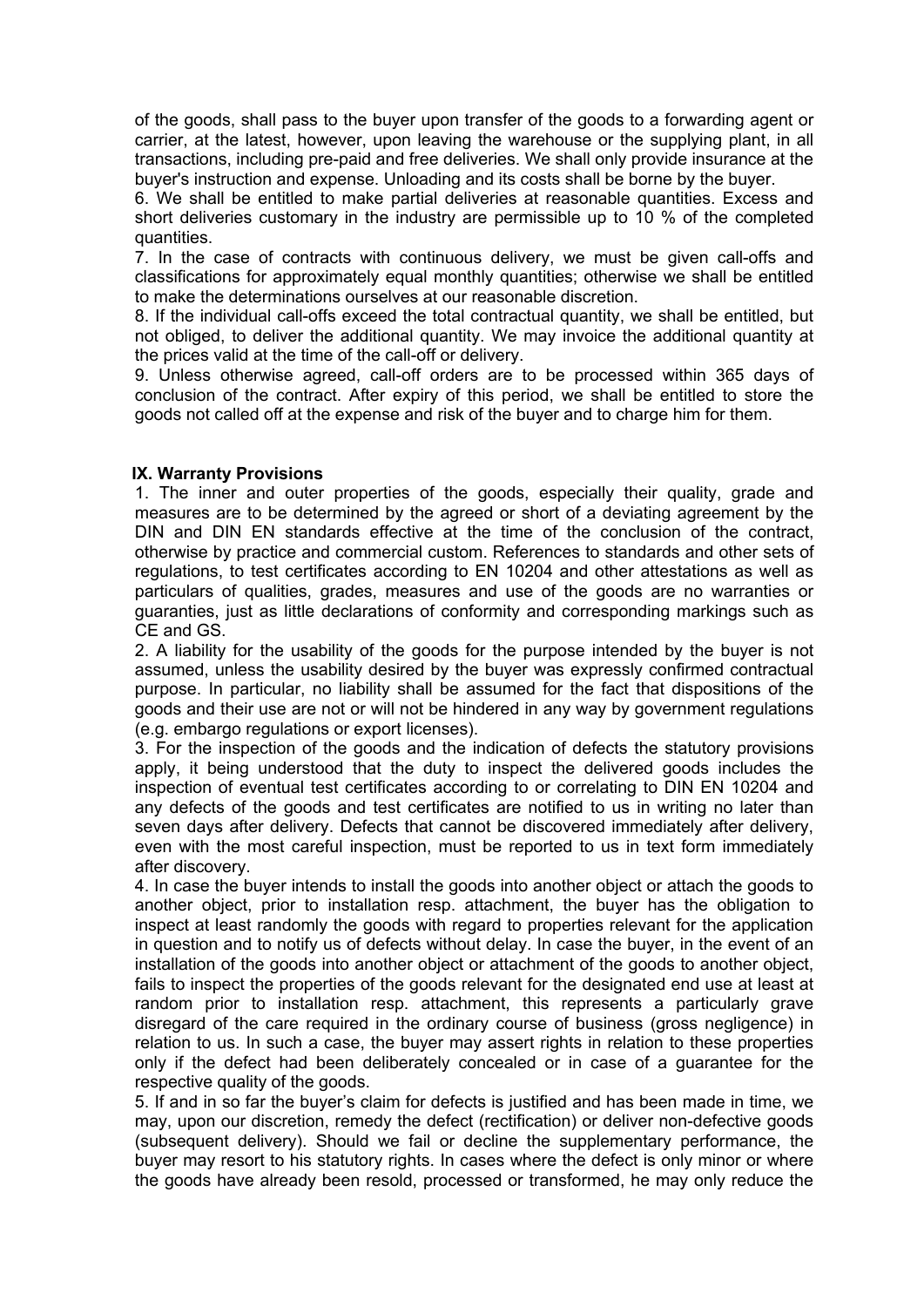of the goods, shall pass to the buyer upon transfer of the goods to a forwarding agent or carrier, at the latest, however, upon leaving the warehouse or the supplying plant, in all transactions, including pre-paid and free deliveries. We shall only provide insurance at the buyer's instruction and expense. Unloading and its costs shall be borne by the buyer.

6. We shall be entitled to make partial deliveries at reasonable quantities. Excess and short deliveries customary in the industry are permissible up to 10 % of the completed quantities.

7. In the case of contracts with continuous delivery, we must be given call-offs and classifications for approximately equal monthly quantities; otherwise we shall be entitled to make the determinations ourselves at our reasonable discretion.

8. If the individual call-offs exceed the total contractual quantity, we shall be entitled, but not obliged, to deliver the additional quantity. We may invoice the additional quantity at the prices valid at the time of the call-off or delivery.

9. Unless otherwise agreed, call-off orders are to be processed within 365 days of conclusion of the contract. After expiry of this period, we shall be entitled to store the goods not called off at the expense and risk of the buyer and to charge him for them.

## IX. Warranty Provisions

1. The inner and outer properties of the goods, especially their quality, grade and measures are to be determined by the agreed or short of a deviating agreement by the DIN and DIN EN standards effective at the time of the conclusion of the contract, otherwise by practice and commercial custom. References to standards and other sets of regulations, to test certificates according to EN 10204 and other attestations as well as particulars of qualities, grades, measures and use of the goods are no warranties or guaranties, just as little declarations of conformity and corresponding markings such as CE and GS.

2. A liability for the usability of the goods for the purpose intended by the buyer is not assumed, unless the usability desired by the buyer was expressly confirmed contractual purpose. In particular, no liability shall be assumed for the fact that dispositions of the goods and their use are not or will not be hindered in any way by government regulations (e.g. embargo regulations or export licenses).

3. For the inspection of the goods and the indication of defects the statutory provisions apply, it being understood that the duty to inspect the delivered goods includes the inspection of eventual test certificates according to or correlating to DIN EN 10204 and any defects of the goods and test certificates are notified to us in writing no later than seven days after delivery. Defects that cannot be discovered immediately after delivery, even with the most careful inspection, must be reported to us in text form immediately after discovery.

4. In case the buyer intends to install the goods into another object or attach the goods to another object, prior to installation resp. attachment, the buyer has the obligation to inspect at least randomly the goods with regard to properties relevant for the application in question and to notify us of defects without delay. In case the buyer, in the event of an installation of the goods into another object or attachment of the goods to another object, fails to inspect the properties of the goods relevant for the designated end use at least at random prior to installation resp. attachment, this represents a particularly grave disregard of the care required in the ordinary course of business (gross negligence) in relation to us. In such a case, the buyer may assert rights in relation to these properties only if the defect had been deliberately concealed or in case of a guarantee for the respective quality of the goods.

5. If and in so far the buyer's claim for defects is justified and has been made in time, we may, upon our discretion, remedy the defect (rectification) or deliver non-defective goods (subsequent delivery). Should we fail or decline the supplementary performance, the buyer may resort to his statutory rights. In cases where the defect is only minor or where the goods have already been resold, processed or transformed, he may only reduce the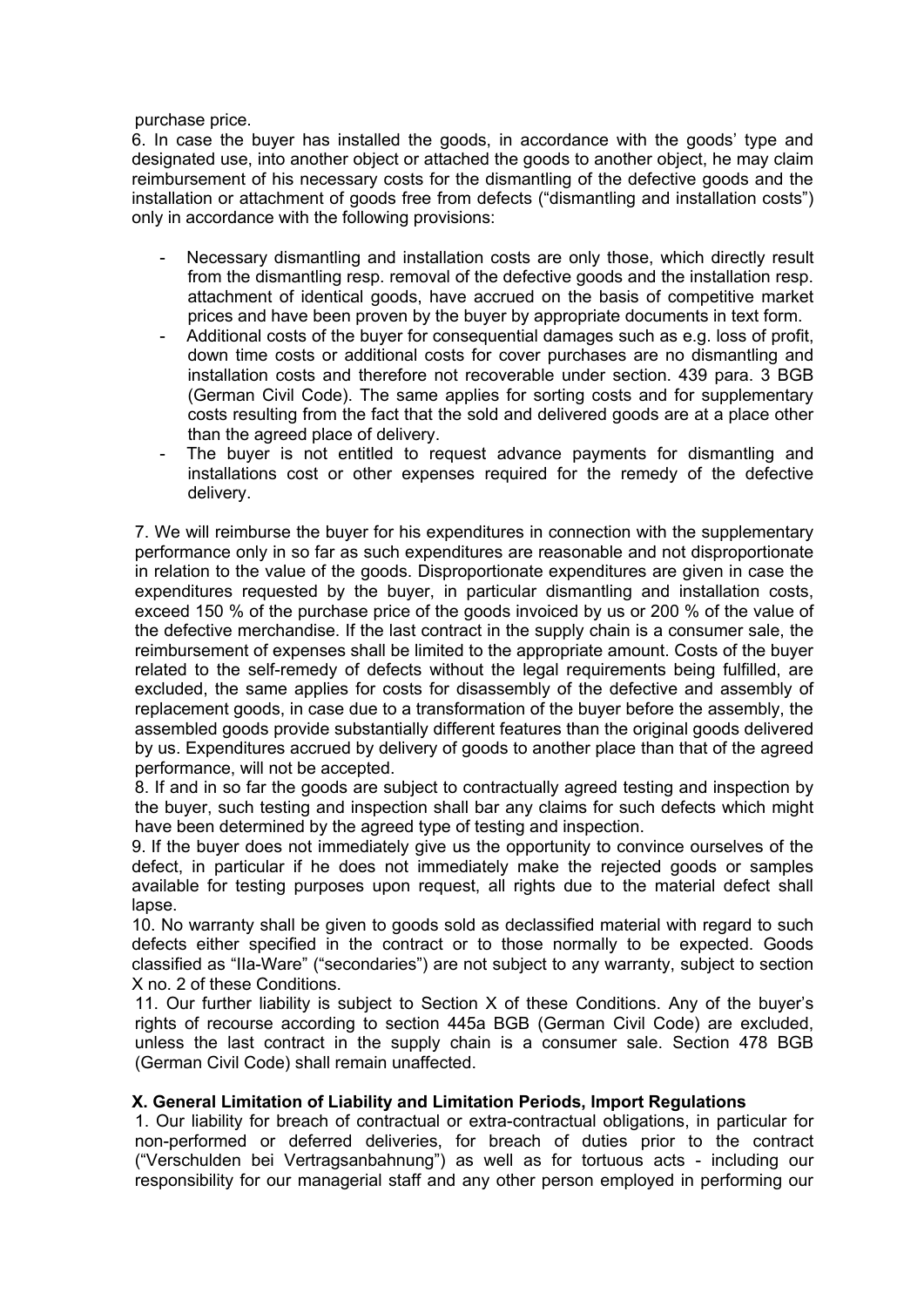purchase price.

6. In case the buyer has installed the goods, in accordance with the goods' type and designated use, into another object or attached the goods to another object, he may claim reimbursement of his necessary costs for the dismantling of the defective goods and the installation or attachment of goods free from defects ("dismantling and installation costs") only in accordance with the following provisions:

- Necessary dismantling and installation costs are only those, which directly result from the dismantling resp. removal of the defective goods and the installation resp. attachment of identical goods, have accrued on the basis of competitive market prices and have been proven by the buyer by appropriate documents in text form.
- Additional costs of the buyer for consequential damages such as e.g. loss of profit, down time costs or additional costs for cover purchases are no dismantling and installation costs and therefore not recoverable under section. 439 para. 3 BGB (German Civil Code). The same applies for sorting costs and for supplementary costs resulting from the fact that the sold and delivered goods are at a place other than the agreed place of delivery.
- The buyer is not entitled to request advance payments for dismantling and installations cost or other expenses required for the remedy of the defective delivery.

7. We will reimburse the buyer for his expenditures in connection with the supplementary performance only in so far as such expenditures are reasonable and not disproportionate in relation to the value of the goods. Disproportionate expenditures are given in case the expenditures requested by the buyer, in particular dismantling and installation costs, exceed 150 % of the purchase price of the goods invoiced by us or 200 % of the value of the defective merchandise. If the last contract in the supply chain is a consumer sale, the reimbursement of expenses shall be limited to the appropriate amount. Costs of the buyer related to the self-remedy of defects without the legal requirements being fulfilled, are excluded, the same applies for costs for disassembly of the defective and assembly of replacement goods, in case due to a transformation of the buyer before the assembly, the assembled goods provide substantially different features than the original goods delivered by us. Expenditures accrued by delivery of goods to another place than that of the agreed performance, will not be accepted.

8. If and in so far the goods are subject to contractually agreed testing and inspection by the buyer, such testing and inspection shall bar any claims for such defects which might have been determined by the agreed type of testing and inspection.

9. If the buyer does not immediately give us the opportunity to convince ourselves of the defect, in particular if he does not immediately make the rejected goods or samples available for testing purposes upon request, all rights due to the material defect shall lapse.

10. No warranty shall be given to goods sold as declassified material with regard to such defects either specified in the contract or to those normally to be expected. Goods classified as "IIa-Ware" ("secondaries") are not subject to any warranty, subject to section X no. 2 of these Conditions.

11. Our further liability is subject to Section X of these Conditions. Any of the buyer's rights of recourse according to section 445a BGB (German Civil Code) are excluded, unless the last contract in the supply chain is a consumer sale. Section 478 BGB (German Civil Code) shall remain unaffected.

## X. General Limitation of Liability and Limitation Periods, Import Regulations

1. Our liability for breach of contractual or extra-contractual obligations, in particular for non-performed or deferred deliveries, for breach of duties prior to the contract ("Verschulden bei Vertragsanbahnung") as well as for tortuous acts - including our responsibility for our managerial staff and any other person employed in performing our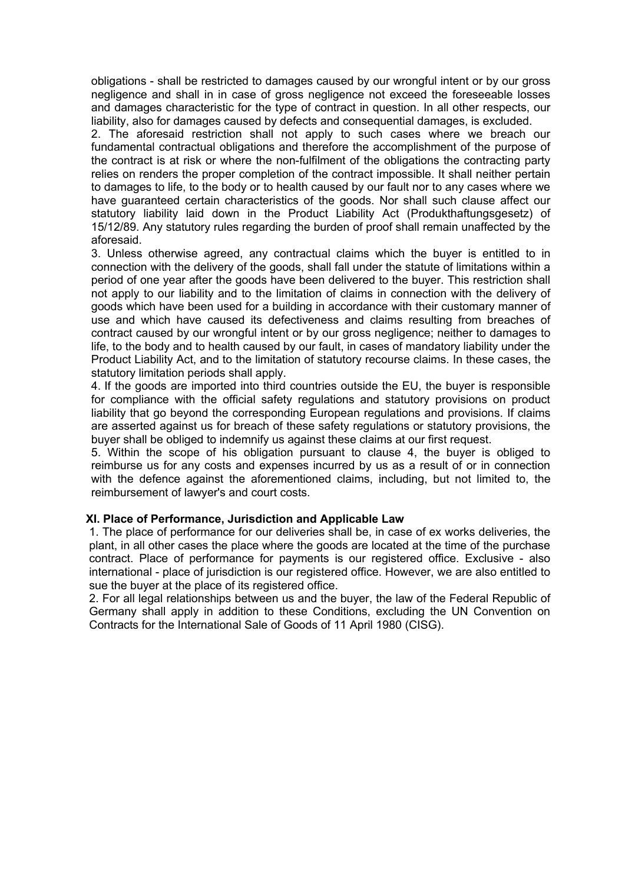obligations - shall be restricted to damages caused by our wrongful intent or by our gross negligence and shall in in case of gross negligence not exceed the foreseeable losses and damages characteristic for the type of contract in question. In all other respects, our liability, also for damages caused by defects and consequential damages, is excluded.

2. The aforesaid restriction shall not apply to such cases where we breach our fundamental contractual obligations and therefore the accomplishment of the purpose of the contract is at risk or where the non-fulfilment of the obligations the contracting party relies on renders the proper completion of the contract impossible. It shall neither pertain to damages to life, to the body or to health caused by our fault nor to any cases where we have guaranteed certain characteristics of the goods. Nor shall such clause affect our statutory liability laid down in the Product Liability Act (Produkthaftungsgesetz) of 15/12/89. Any statutory rules regarding the burden of proof shall remain unaffected by the aforesaid.

3. Unless otherwise agreed, any contractual claims which the buyer is entitled to in connection with the delivery of the goods, shall fall under the statute of limitations within a period of one year after the goods have been delivered to the buyer. This restriction shall not apply to our liability and to the limitation of claims in connection with the delivery of goods which have been used for a building in accordance with their customary manner of use and which have caused its defectiveness and claims resulting from breaches of contract caused by our wrongful intent or by our gross negligence; neither to damages to life, to the body and to health caused by our fault, in cases of mandatory liability under the Product Liability Act, and to the limitation of statutory recourse claims. In these cases, the statutory limitation periods shall apply.

4. If the goods are imported into third countries outside the EU, the buyer is responsible for compliance with the official safety regulations and statutory provisions on product liability that go beyond the corresponding European regulations and provisions. If claims are asserted against us for breach of these safety regulations or statutory provisions, the buyer shall be obliged to indemnify us against these claims at our first request.

5. Within the scope of his obligation pursuant to clause 4, the buyer is obliged to reimburse us for any costs and expenses incurred by us as a result of or in connection with the defence against the aforementioned claims, including, but not limited to, the reimbursement of lawyer's and court costs.

### XI. Place of Performance, Jurisdiction and Applicable Law

1. The place of performance for our deliveries shall be, in case of ex works deliveries, the plant, in all other cases the place where the goods are located at the time of the purchase contract. Place of performance for payments is our registered office. Exclusive - also international - place of jurisdiction is our registered office. However, we are also entitled to sue the buyer at the place of its registered office.

2. For all legal relationships between us and the buyer, the law of the Federal Republic of Germany shall apply in addition to these Conditions, excluding the UN Convention on Contracts for the International Sale of Goods of 11 April 1980 (CISG).